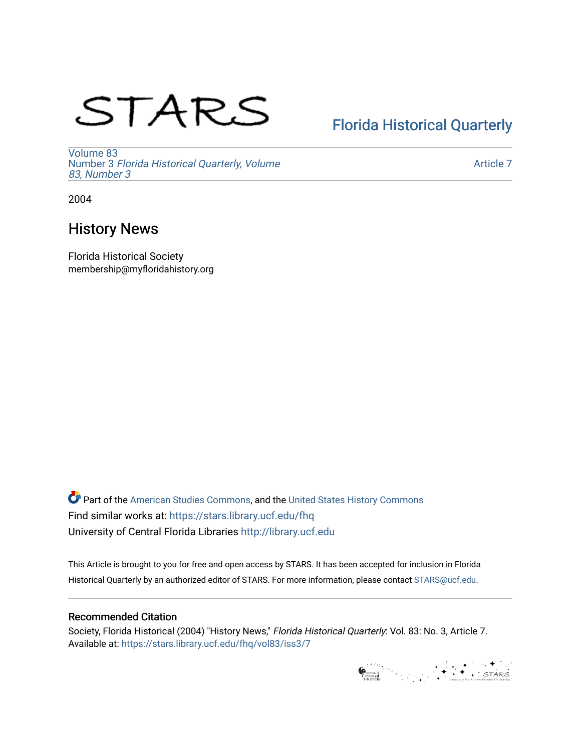STARS

[Florida Historical Quarterly](https://stars.library.ucf.edu/fhq)

Volume 83
Number 3 *Florida Historical Quarterly, Volume 83, Number 3*

Article 7

2004

# History News

Florida Historical Society
membership@myfloridahistory.org

Part of the American Studies Commons, and the United States History Commons
Find similar works at: https://stars.library.ucf.edu/fhq
University of Central Florida Libraries http://library.ucf.edu

This Article is brought to you for free and open access by STARS. It has been accepted for inclusion in Florida Historical Quarterly by an authorized editor of STARS. For more information, please contact STARS@ucf.edu.

## Recommended Citation

Society, Florida Historical (2004) "History News," *Florida Historical Quarterly*: Vol. 83: No. 3, Article 7.
Available at: https://stars.library.ucf.edu/fhq/vol83/iss3/7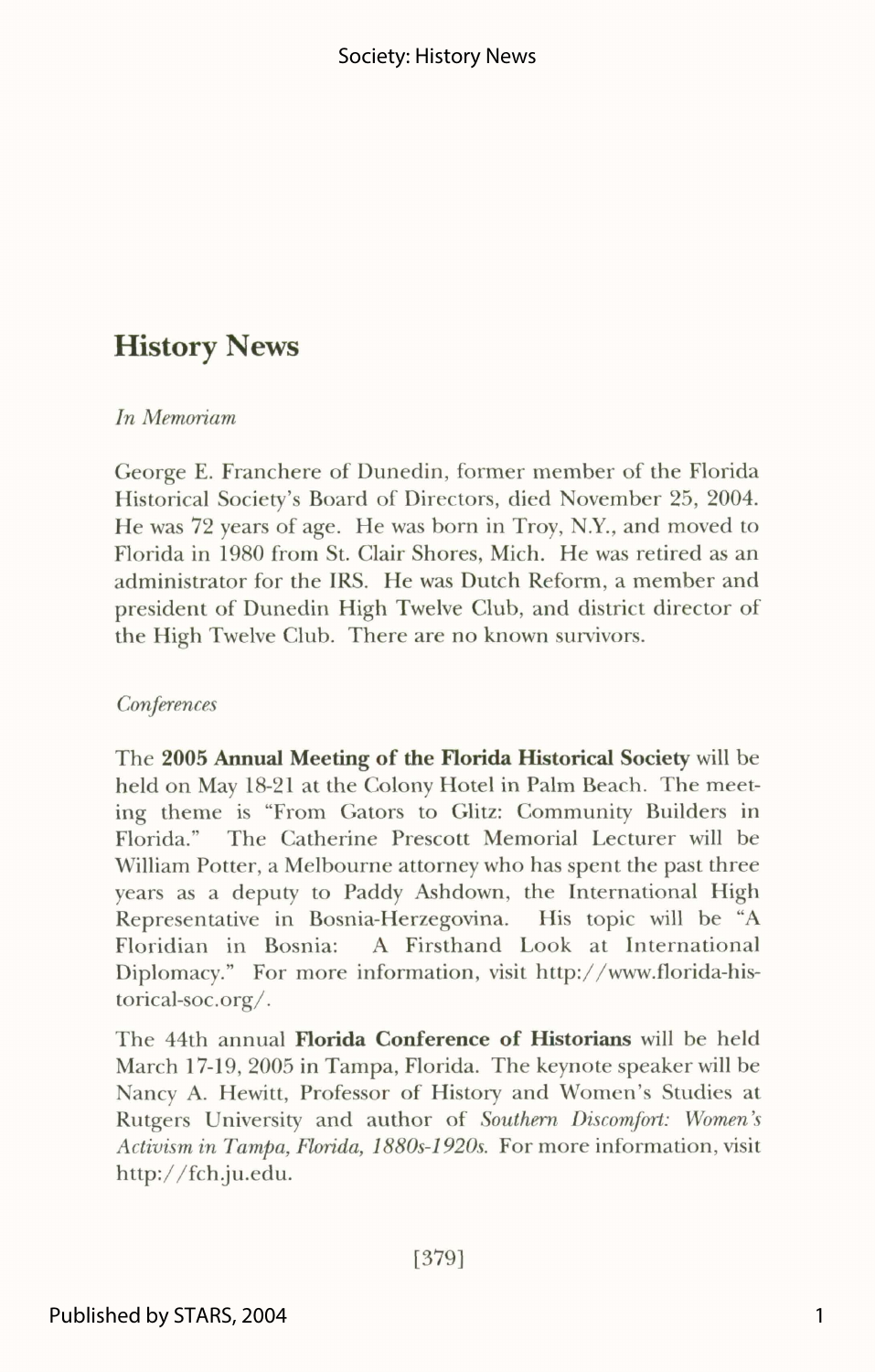# History News

*In Memoriam*

George E. Franchere of Dunedin, former member of the Florida Historical Society's Board of Directors, died November 25, 2004. He was 72 years of age. He was born in Troy, N.Y., and moved to Florida in 1980 from St. Clair Shores, Mich. He was retired as an administrator for the IRS. He was Dutch Reform, a member and president of Dunedin High Twelve Club, and district director of the High Twelve Club. There are no known survivors.

*Conferences*

The **2005 Annual Meeting of the Florida Historical Society** will be held on May 18-21 at the Colony Hotel in Palm Beach. The meeting theme is "From Gators to Glitz: Community Builders in Florida." The Catherine Prescott Memorial Lecturer will be William Potter, a Melbourne attorney who has spent the past three years as a deputy to Paddy Ashdown, the International High Representative in Bosnia-Herzegovina. His topic will be "A Floridian in Bosnia: A Firsthand Look at International Diplomacy." For more information, visit http://www.florida-historical-soc.org/.

The 44th annual **Florida Conference of Historians** will be held March 17-19, 2005 in Tampa, Florida. The keynote speaker will be Nancy A. Hewitt, Professor of History and Women's Studies at Rutgers University and author of *Southern Discomfort: Women's Activism in Tampa, Florida, 1880s-1920s.* For more information, visit http://fch.ju.edu.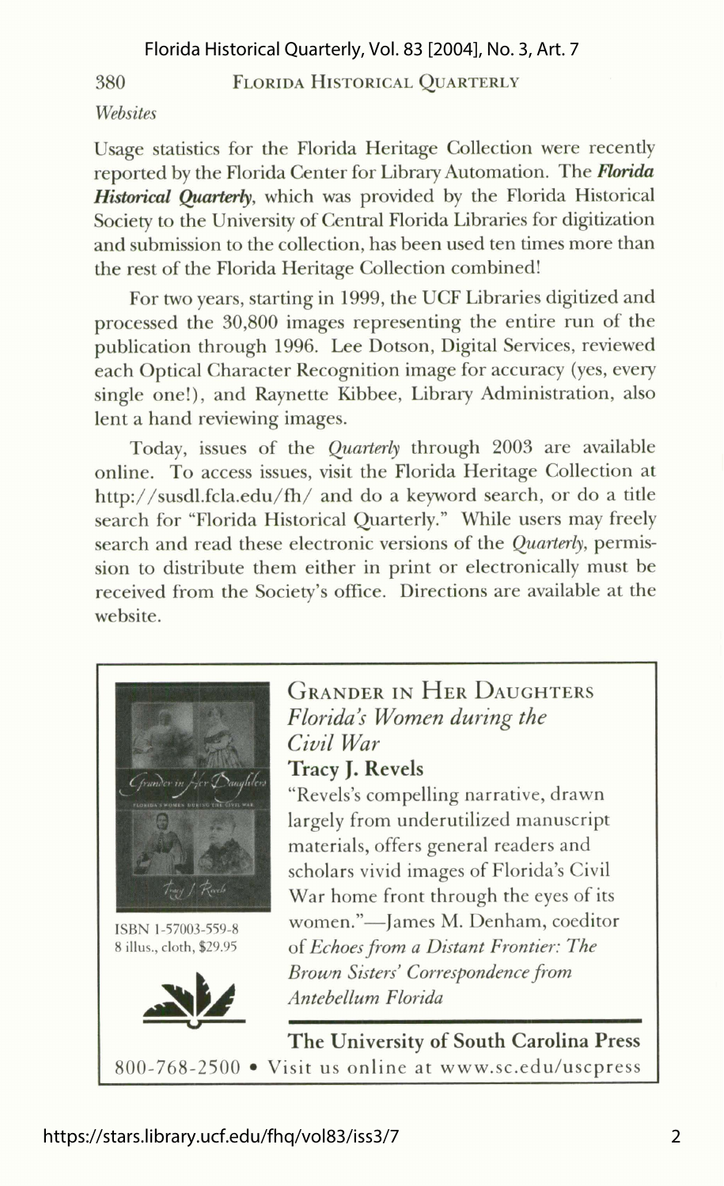*Websites*

Usage statistics for the Florida Heritage Collection were recently reported by the Florida Center for Library Automation. The ***Florida Historical Quarterly***, which was provided by the Florida Historical Society to the University of Central Florida Libraries for digitization and submission to the collection, has been used ten times more than the rest of the Florida Heritage Collection combined!

For two years, starting in 1999, the UCF Libraries digitized and processed the 30,800 images representing the entire run of the publication through 1996. Lee Dotson, Digital Services, reviewed each Optical Character Recognition image for accuracy (yes, every single one!), and Raynette Kibbee, Library Administration, also lent a hand reviewing images.

Today, issues of the *Quarterly* through 2003 are available online. To access issues, visit the Florida Heritage Collection at http://susdl.fcla.edu/fh/ and do a keyword search, or do a title search for "Florida Historical Quarterly." While users may freely search and read these electronic versions of the *Quarterly*, permission to distribute them either in print or electronically must be received from the Society's office. Directions are available at the website.

GRANDER IN HER DAUGHTERS
*Florida's Women during the Civil War*
**Tracy J. Revels**

"Revels's compelling narrative, drawn largely from underutilized manuscript materials, offers general readers and scholars vivid images of Florida's Civil War home front through the eyes of its women."—James M. Denham, coeditor of *Echoes from a Distant Frontier: The Brown Sisters' Correspondence from Antebellum Florida*

ISBN 1-57003-559-8
8 illus., cloth, $29.95

**The University of South Carolina Press**
800-768-2500 • Visit us online at www.sc.edu/uscpress